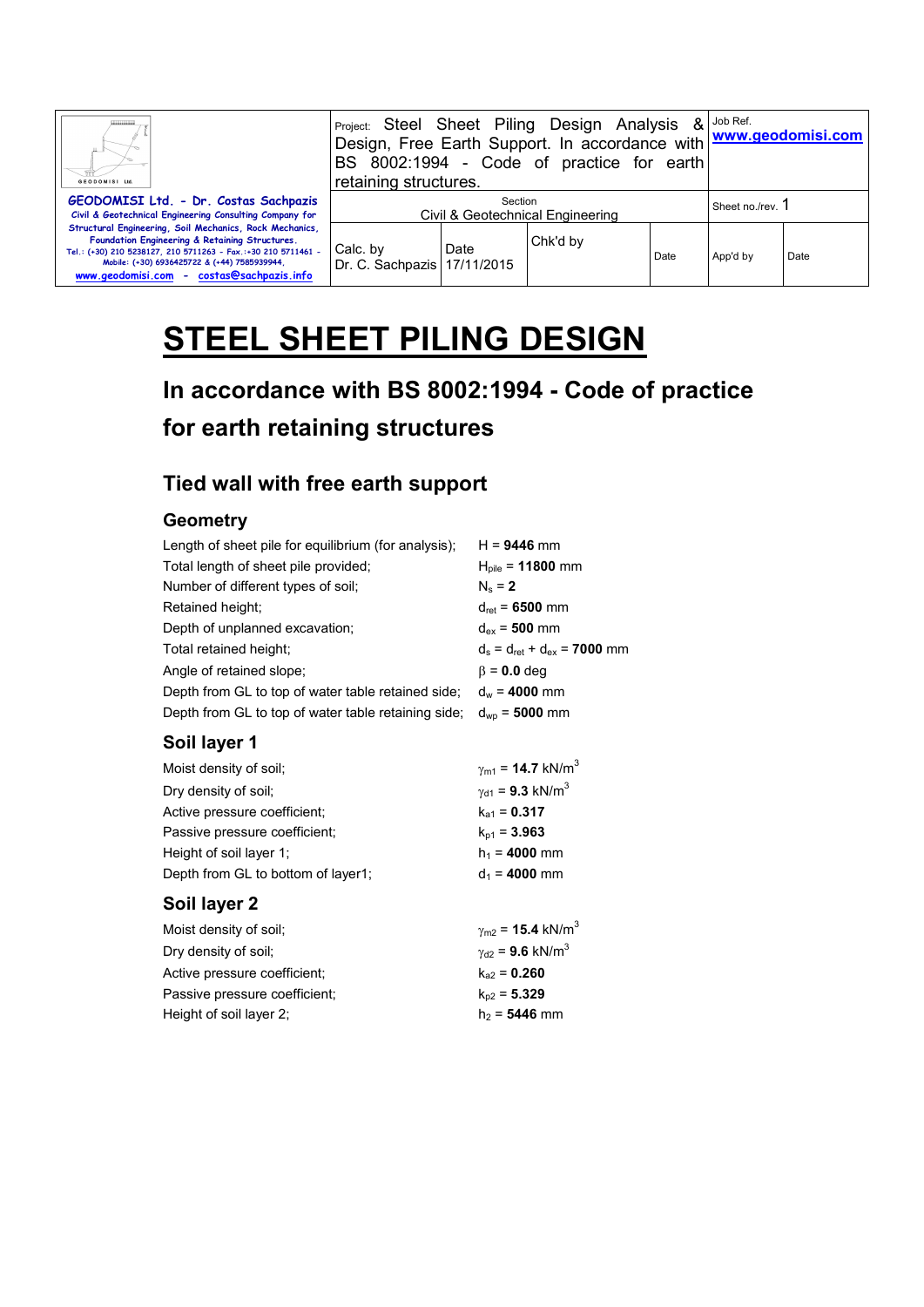| GEODOMISI Ltd. - Dr. Costas Sachpazis<br>Civil & Geotechnical Engineering Consulting Company for Structural Engineering, Soil Mechanics, Rock Mechanics, Foundation Engineering & Retaining Structures.<br>Tel.: (+30) 210 5238127, 210 5711263 - Fax.:+30 210 5711461 - Mobile: (+30) 6936425722 & (+44) 7585939944,<br>www.geodomisi.com - costas@sachpazis.info | Project: Steel Sheet Piling Design Analysis & Design, Free Earth Support. In accordance with BS 8002:1994 - Code of practice for earth retaining structures. | | | Job Ref.<br>www.geodomisi.com | |
|---|---|---|---|---|---|
| | Section<br>Civil & Geotechnical Engineering | | | Sheet no./rev. 1 | |
| | Calc. by<br>Dr. C. Sachpazis | Date<br>17/11/2015 | Chk'd by | Date | App'd by | Date |

# STEEL SHEET PILING DESIGN

## In accordance with BS 8002:1994 - Code of practice for earth retaining structures

## Tied wall with free earth support

### Geometry

| | |
|---|---|
| Length of sheet pile for equilibrium (for analysis); | $H$ = **9446** mm |
| Total length of sheet pile provided; | $H_{pile}$ = **11800** mm |
| Number of different types of soil; | $N_s$ = **2** |
| Retained height; | $d_{ret}$ = **6500** mm |
| Depth of unplanned excavation; | $d_{ex}$ = **500** mm |
| Total retained height; | $d_s = d_{ret} + d_{ex}$ = **7000** mm |
| Angle of retained slope; | $\beta$ = **0.0** deg |
| Depth from GL to top of water table retained side; | $d_w$ = **4000** mm |
| Depth from GL to top of water table retaining side; | $d_{wp}$ = **5000** mm |

### Soil layer 1

| | |
|---|---|
| Moist density of soil; | $\gamma_{m1}$ = **14.7** kN/m$^3$ |
| Dry density of soil; | $\gamma_{d1}$ = **9.3** kN/m$^3$ |
| Active pressure coefficient; | $k_{a1}$ = **0.317** |
| Passive pressure coefficient; | $k_{p1}$ = **3.963** |
| Height of soil layer 1; | $h_1$ = **4000** mm |
| Depth from GL to bottom of layer1; | $d_1$ = **4000** mm |

### Soil layer 2

| | |
|---|---|
| Moist density of soil; | $\gamma_{m2}$ = **15.4** kN/m$^3$ |
| Dry density of soil; | $\gamma_{d2}$ = **9.6** kN/m$^3$ |
| Active pressure coefficient; | $k_{a2}$ = **0.260** |
| Passive pressure coefficient; | $k_{p2}$ = **5.329** |
| Height of soil layer 2; | $h_2$ = **5446** mm |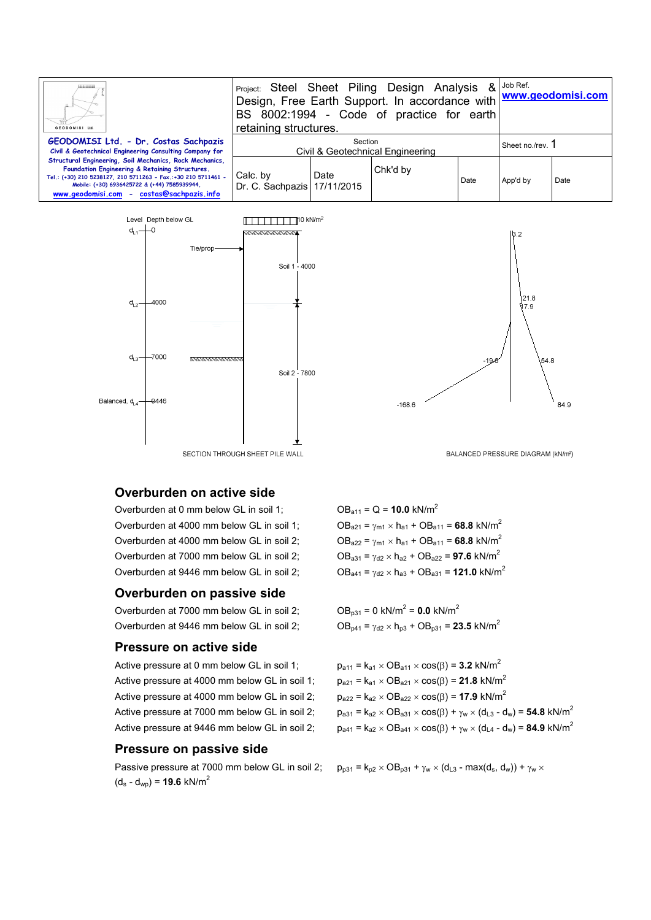| Project: Steel Sheet Piling Design Analysis & Design, Free Earth Support. In accordance with BS 8002:1994 - Code of practice for earth retaining structures. | | | | Job Ref. www.geodomisi.com | |
|---|---|---|---|---|---|
| Section Civil & Geotechnical Engineering | | | | Sheet no./rev. 1 | |
| Calc. by Dr. C. Sachpazis | Date 17/11/2015 | Chk'd by | Date | App'd by | Date |

GEODOMISI Ltd. - Dr. Costas Sachpazis
Civil & Geotechnical Engineering Consulting Company for Structural Engineering, Soil Mechanics, Rock Mechanics, Foundation Engineering & Retaining Structures.
Tel.: (+30) 210 5238127, 210 5711263 - Fax.:+30 210 5711461 - Mobile: (+30) 6936425722 & (+44) 7585939944, www.geodomisi.com - costas@sachpazis.info

SECTION THROUGH SHEET PILE WALL

BALANCED PRESSURE DIAGRAM (kN/m²)

## Overburden on active side

Overburden at 0 mm below GL in soil 1; $OB_{a11} = Q = \mathbf{10.0}$ kN/m$^2$

Overburden at 4000 mm below GL in soil 1; $OB_{a21} = \gamma_{m1} \times h_{a1} + OB_{a11} = \mathbf{68.8}$ kN/m$^2$

Overburden at 4000 mm below GL in soil 2; $OB_{a22} = \gamma_{m1} \times h_{a1} + OB_{a11} = \mathbf{68.8}$ kN/m$^2$

Overburden at 7000 mm below GL in soil 2; $OB_{a31} = \gamma_{d2} \times h_{a2} + OB_{a22} = \mathbf{97.6}$ kN/m$^2$

Overburden at 9446 mm below GL in soil 2; $OB_{a41} = \gamma_{d2} \times h_{a3} + OB_{a31} = \mathbf{121.0}$ kN/m$^2$

## Overburden on passive side

Overburden at 7000 mm below GL in soil 2; $OB_{p31} = 0$ kN/m$^2$ = $\mathbf{0.0}$ kN/m$^2$

Overburden at 9446 mm below GL in soil 2; $OB_{p41} = \gamma_{d2} \times h_{p3} + OB_{p31} = \mathbf{23.5}$ kN/m$^2$

## Pressure on active side

Active pressure at 0 mm below GL in soil 1; $p_{a11} = k_{a1} \times OB_{a11} \times \cos(\beta) = \mathbf{3.2}$ kN/m$^2$

Active pressure at 4000 mm below GL in soil 1; $p_{a21} = k_{a1} \times OB_{a21} \times \cos(\beta) = \mathbf{21.8}$ kN/m$^2$

Active pressure at 4000 mm below GL in soil 2; $p_{a22} = k_{a2} \times OB_{a22} \times \cos(\beta) = \mathbf{17.9}$ kN/m$^2$

Active pressure at 7000 mm below GL in soil 2; $p_{a31} = k_{a2} \times OB_{a31} \times \cos(\beta) + \gamma_w \times (d_{L3} - d_w) = \mathbf{54.8}$ kN/m$^2$

Active pressure at 9446 mm below GL in soil 2; $p_{a41} = k_{a2} \times OB_{a41} \times \cos(\beta) + \gamma_w \times (d_{L4} - d_w) = \mathbf{84.9}$ kN/m$^2$

## Pressure on passive side

Passive pressure at 7000 mm below GL in soil 2; $p_{p31} = k_{p2} \times OB_{p31} + \gamma_w \times (d_{L3} - \max(d_s, d_w)) + \gamma_w \times (d_s - d_{wp}) = \mathbf{19.6}$ kN/m$^2$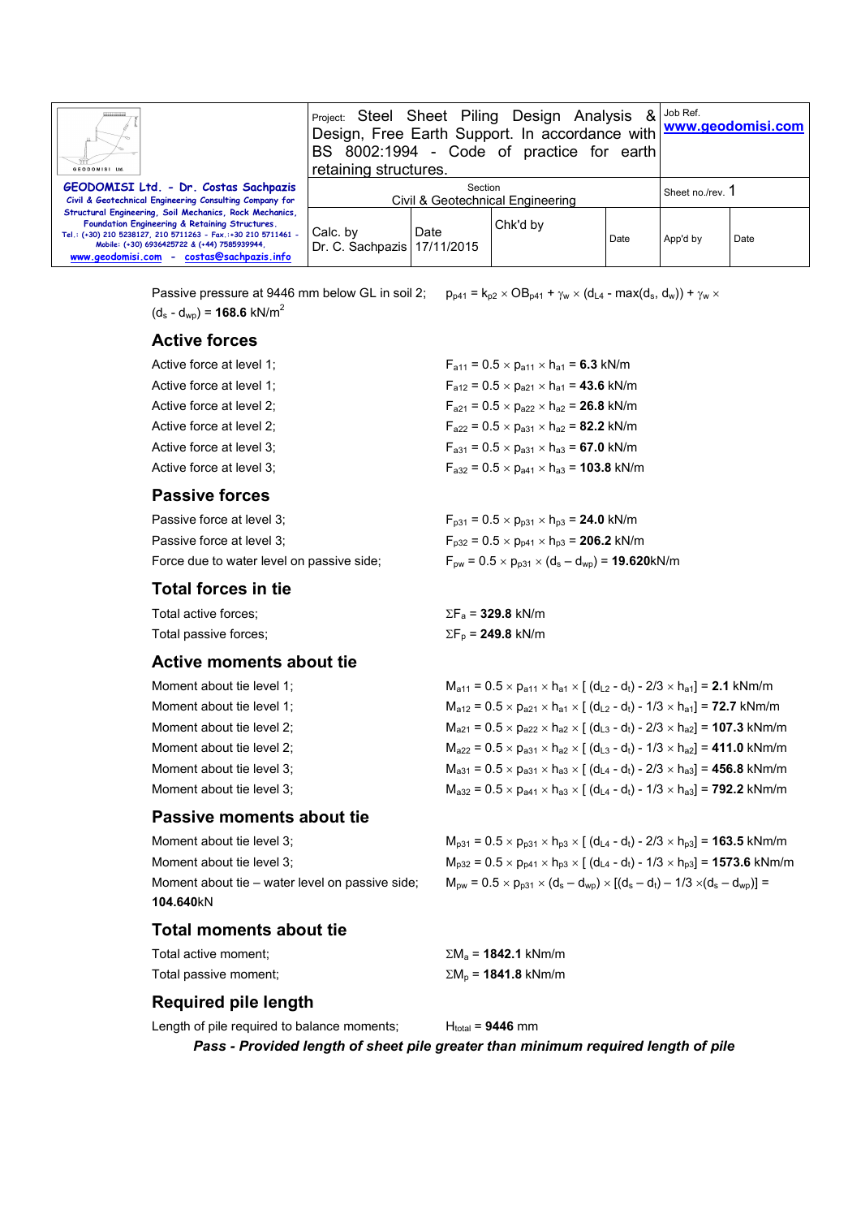Passive pressure at 9446 mm below GL in soil 2; $p_{p41} = k_{p2} \times OB_{p41} + \gamma_w \times (d_{L4} - \max(d_s, d_w)) + \gamma_w \times (d_s - d_{wp})$ = **168.6** kN/m$^2$

## Active forces

| | |
|---|---|
| Active force at level 1; | $F_{a11} = 0.5 \times p_{a11} \times h_{a1}$ = **6.3** kN/m |
| Active force at level 1; | $F_{a12} = 0.5 \times p_{a21} \times h_{a1}$ = **43.6** kN/m |
| Active force at level 2; | $F_{a21} = 0.5 \times p_{a22} \times h_{a2}$ = **26.8** kN/m |
| Active force at level 2; | $F_{a22} = 0.5 \times p_{a31} \times h_{a2}$ = **82.2** kN/m |
| Active force at level 3; | $F_{a31} = 0.5 \times p_{a31} \times h_{a3}$ = **67.0** kN/m |
| Active force at level 3; | $F_{a32} = 0.5 \times p_{a41} \times h_{a3}$ = **103.8** kN/m |

## Passive forces

| | |
|---|---|
| Passive force at level 3; | $F_{p31} = 0.5 \times p_{p31} \times h_{p3}$ = **24.0** kN/m |
| Passive force at level 3; | $F_{p32} = 0.5 \times p_{p41} \times h_{p3}$ = **206.2** kN/m |
| Force due to water level on passive side; | $F_{pw} = 0.5 \times p_{p31} \times (d_s - d_{wp})$ = **19.620**kN/m |

## Total forces in tie

| | |
|---|---|
| Total active forces; | $\Sigma F_a$ = **329.8** kN/m |
| Total passive forces; | $\Sigma F_p$ = **249.8** kN/m |

## Active moments about tie

| | |
|---|---|
| Moment about tie level 1; | $M_{a11} = 0.5 \times p_{a11} \times h_{a1} \times [ (d_{L2} - d_t) - 2/3 \times h_{a1}]$ = **2.1** kNm/m |
| Moment about tie level 1; | $M_{a12} = 0.5 \times p_{a21} \times h_{a1} \times [ (d_{L2} - d_t) - 1/3 \times h_{a1}]$ = **72.7** kNm/m |
| Moment about tie level 2; | $M_{a21} = 0.5 \times p_{a22} \times h_{a2} \times [ (d_{L3} - d_t) - 2/3 \times h_{a2}]$ = **107.3** kNm/m |
| Moment about tie level 2; | $M_{a22} = 0.5 \times p_{a31} \times h_{a2} \times [ (d_{L3} - d_t) - 1/3 \times h_{a2}]$ = **411.0** kNm/m |
| Moment about tie level 3; | $M_{a31} = 0.5 \times p_{a31} \times h_{a3} \times [ (d_{L4} - d_t) - 2/3 \times h_{a3}]$ = **456.8** kNm/m |
| Moment about tie level 3; | $M_{a32} = 0.5 \times p_{a41} \times h_{a3} \times [ (d_{L4} - d_t) - 1/3 \times h_{a3}]$ = **792.2** kNm/m |

## Passive moments about tie

| | |
|---|---|
| Moment about tie level 3; | $M_{p31} = 0.5 \times p_{p31} \times h_{p3} \times [ (d_{L4} - d_t) - 2/3 \times h_{p3}]$ = **163.5** kNm/m |
| Moment about tie level 3; | $M_{p32} = 0.5 \times p_{p41} \times h_{p3} \times [ (d_{L4} - d_t) - 1/3 \times h_{p3}]$ = **1573.6** kNm/m |
| Moment about tie – water level on passive side; | $M_{pw} = 0.5 \times p_{p31} \times (d_s - d_{wp}) \times [(d_s - d_t) - 1/3 \times (d_s - d_{wp})]$ = **104.640**kN |

## Total moments about tie

| | |
|---|---|
| Total active moment; | $\Sigma M_a$ = **1842.1** kNm/m |
| Total passive moment; | $\Sigma M_p$ = **1841.8** kNm/m |

## Required pile length

Length of pile required to balance moments; $H_{total}$ = **9446** mm

***Pass - Provided length of sheet pile greater than minimum required length of pile***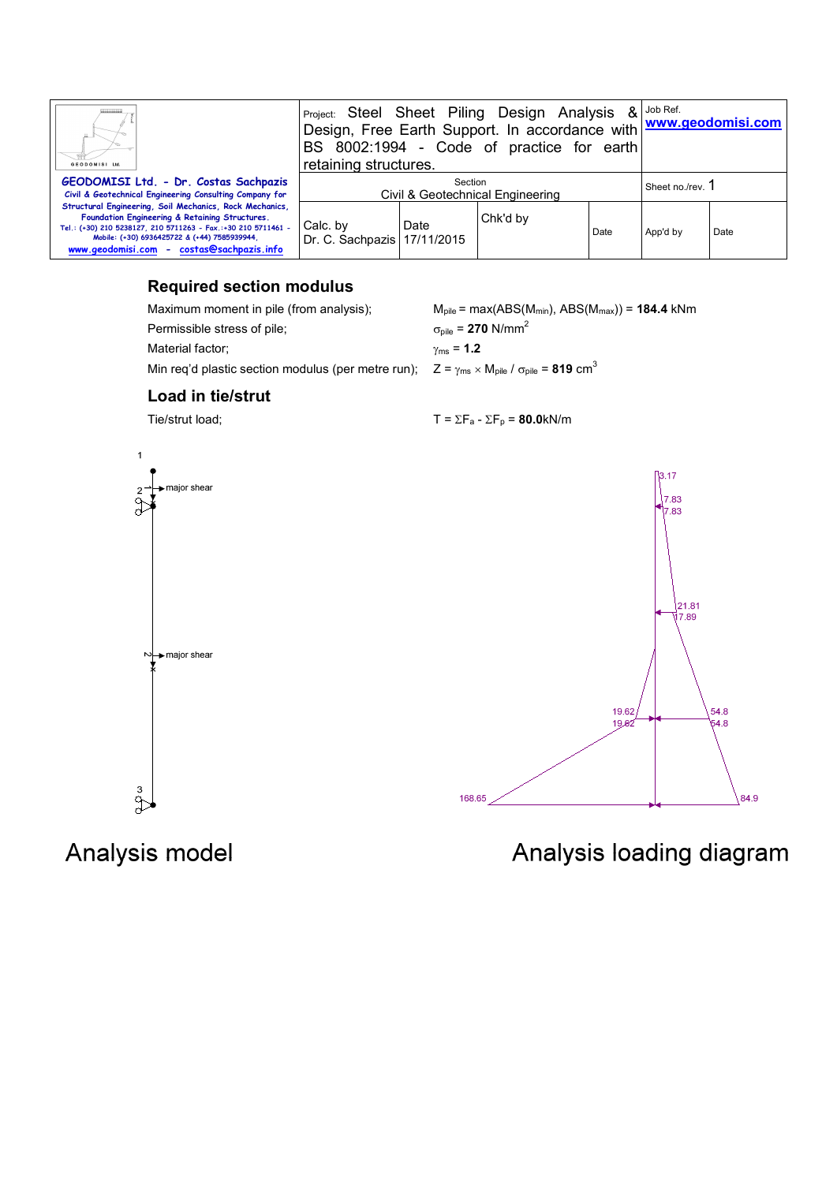## Required section modulus

Maximum moment in pile (from analysis); $M_{pile}$ = max(ABS($M_{min}$), ABS($M_{max}$)) = **184.4** kNm

Permissible stress of pile; $\sigma_{pile}$ = **270** N/mm$^2$

Material factor; $\gamma_{ms}$ = **1.2**

Min req'd plastic section modulus (per metre run); $Z = \gamma_{ms} \times M_{pile} / \sigma_{pile}$ = **819** cm$^3$

## Load in tie/strut

Tie/strut load; $T = \Sigma F_a - \Sigma F_p$ = **80.0**kN/m

Analysis model

Analysis loading diagram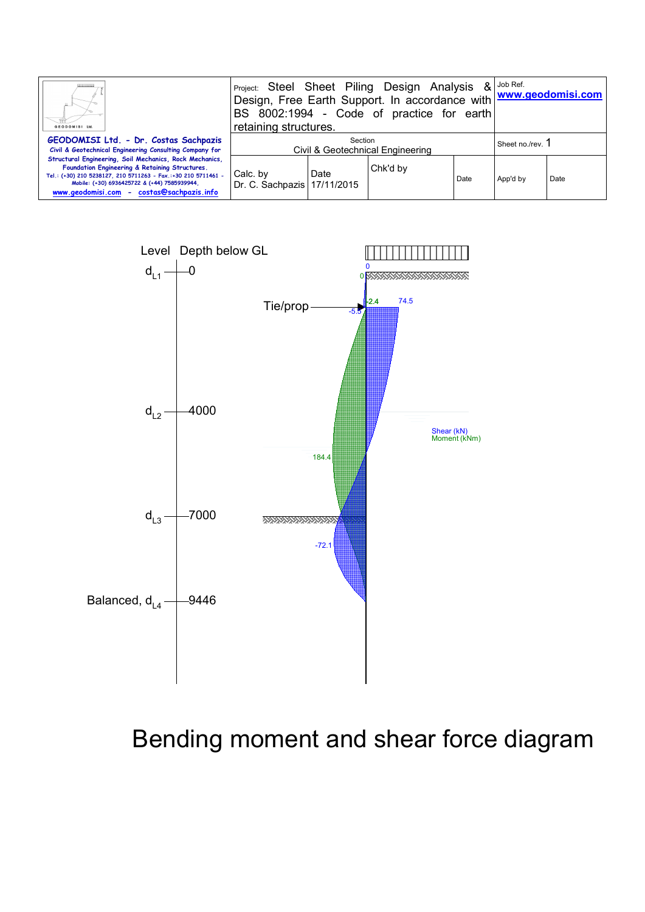Level Depth below GL

$d_{L1}$ 0

$d_{L2}$ 4000

$d_{L3}$ 7000

Balanced, $d_{L4}$ 9446

Tie/prop

0

0

2.4

74.5

-5.5

184.4

-72.1

Shear (kN)
Moment (kNm)

# Bending moment and shear force diagram